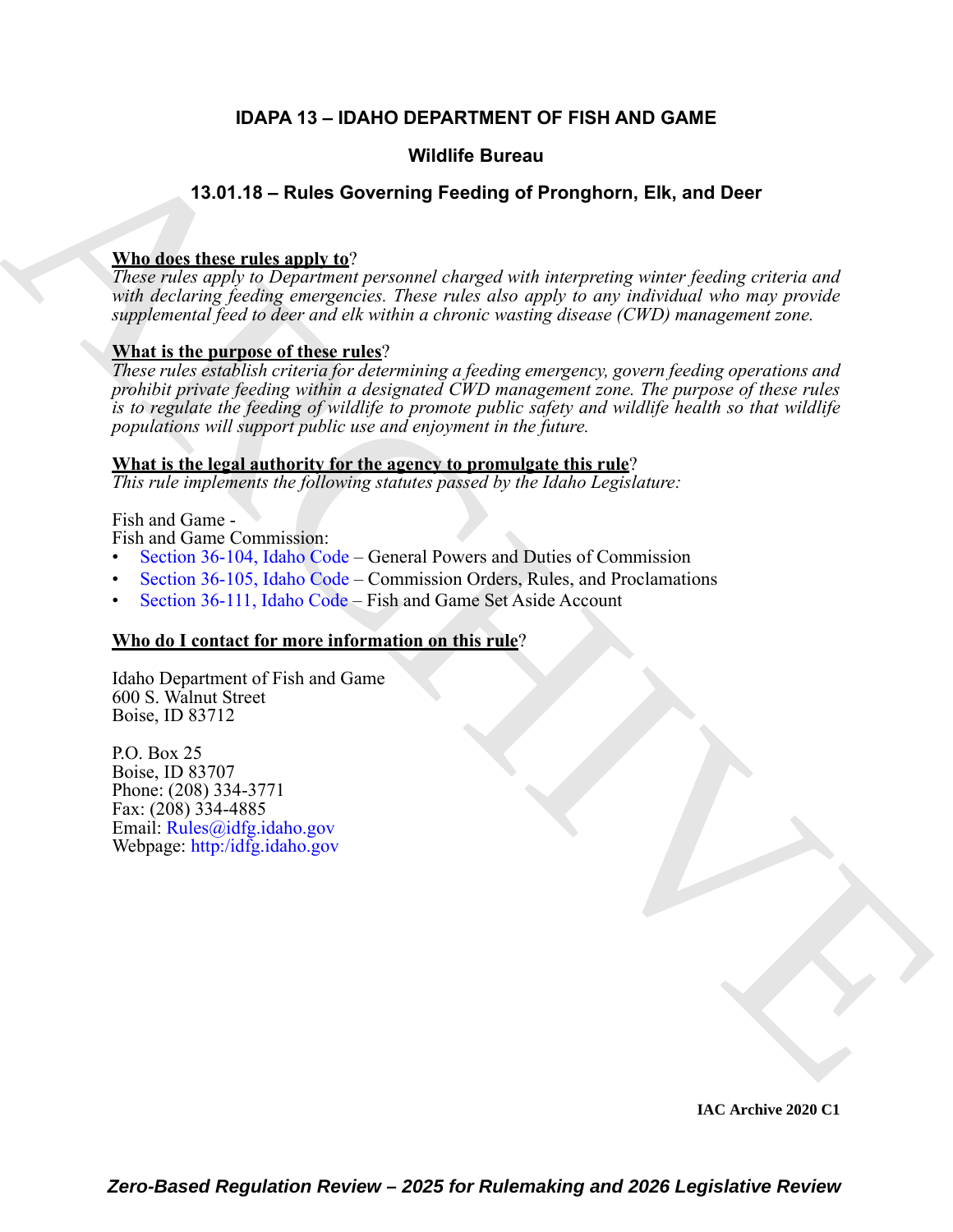# IDAPA 13 – IDAHO DEPARTMENT OF FISH AND GAME

## Wildlife Bureau

## 13.01.18 – Rules Governing Feeding of Pronghorn, Elk, and Deer

**Who does these rules apply to**?

*These rules apply to Department personnel charged with interpreting winter feeding criteria and with declaring feeding emergencies. These rules also apply to any individual who may provide supplemental feed to deer and elk within a chronic wasting disease (CWD) management zone.*

**What is the purpose of these rules**?

*These rules establish criteria for determining a feeding emergency, govern feeding operations and prohibit private feeding within a designated CWD management zone. The purpose of these rules is to regulate the feeding of wildlife to promote public safety and wildlife health so that wildlife populations will support public use and enjoyment in the future.*

**What is the legal authority for the agency to promulgate this rule**?

*This rule implements the following statutes passed by the Idaho Legislature:*

Fish and Game -
Fish and Game Commission:

- Section 36-104, Idaho Code – General Powers and Duties of Commission
- Section 36-105, Idaho Code – Commission Orders, Rules, and Proclamations
- Section 36-111, Idaho Code – Fish and Game Set Aside Account

**Who do I contact for more information on this rule**?

Idaho Department of Fish and Game
600 S. Walnut Street
Boise, ID 83712

P.O. Box 25
Boise, ID 83707
Phone: (208) 334-3771
Fax: (208) 334-4885
Email: Rules@idfg.idaho.gov
Webpage: http:/idfg.idaho.gov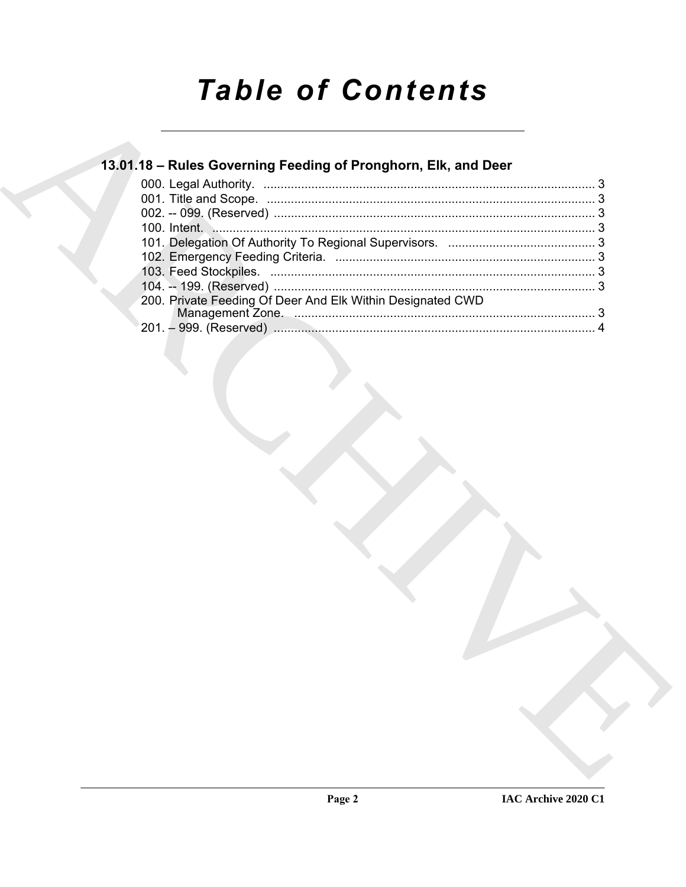# Table of Contents

## 13.01.18 – Rules Governing Feeding of Pronghorn, Elk, and Deer

000. Legal Authority. ........................................................................................ 3
001. Title and Scope. ........................................................................................ 3
002. -- 099. (Reserved) ..................................................................................... 3
100. Intent. ........................................................................................................ 3
101. Delegation Of Authority To Regional Supervisors. ..................................... 3
102. Emergency Feeding Criteria. ...................................................................... 3
103. Feed Stockpiles. ......................................................................................... 3
104. -- 199. (Reserved) ..................................................................................... 3
200. Private Feeding Of Deer And Elk Within Designated CWD Management Zone. ........................................................................................ 3
201. – 999. (Reserved) ...................................................................................... 4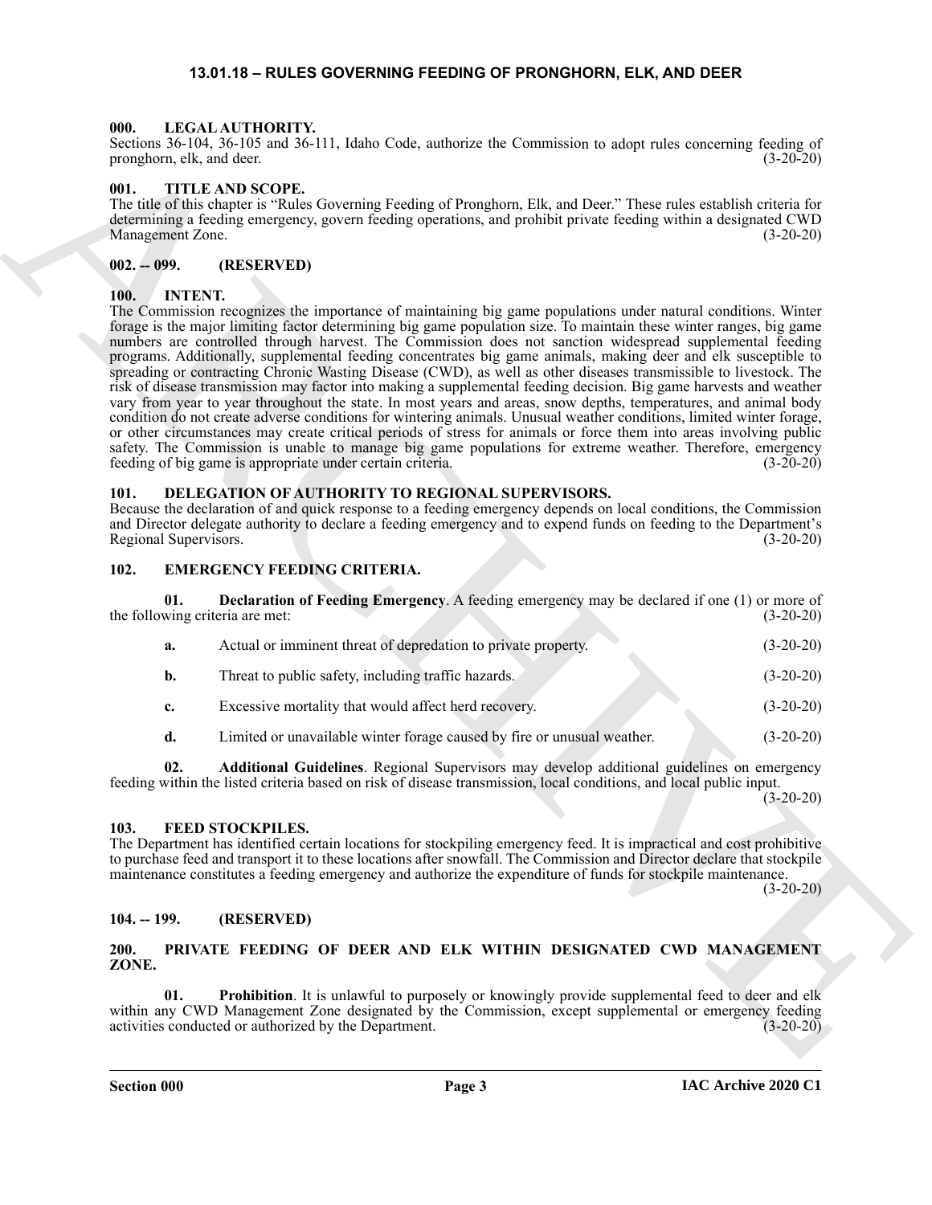# 13.01.18 – RULES GOVERNING FEEDING OF PRONGHORN, ELK, AND DEER

## 000. LEGAL AUTHORITY.

Sections 36-104, 36-105 and 36-111, Idaho Code, authorize the Commission to adopt rules concerning feeding of pronghorn, elk, and deer. (3-20-20)

## 001. TITLE AND SCOPE.

The title of this chapter is "Rules Governing Feeding of Pronghorn, Elk, and Deer." These rules establish criteria for determining a feeding emergency, govern feeding operations, and prohibit private feeding within a designated CWD Management Zone. (3-20-20)

## 002. -- 099. (RESERVED)

## 100. INTENT.

The Commission recognizes the importance of maintaining big game populations under natural conditions. Winter forage is the major limiting factor determining big game population size. To maintain these winter ranges, big game numbers are controlled through harvest. The Commission does not sanction widespread supplemental feeding programs. Additionally, supplemental feeding concentrates big game animals, making deer and elk susceptible to spreading or contracting Chronic Wasting Disease (CWD), as well as other diseases transmissible to livestock. The risk of disease transmission may factor into making a supplemental feeding decision. Big game harvests and weather vary from year to year throughout the state. In most years and areas, snow depths, temperatures, and animal body condition do not create adverse conditions for wintering animals. Unusual weather conditions, limited winter forage, or other circumstances may create critical periods of stress for animals or force them into areas involving public safety. The Commission is unable to manage big game populations for extreme weather. Therefore, emergency feeding of big game is appropriate under certain criteria. (3-20-20)

## 101. DELEGATION OF AUTHORITY TO REGIONAL SUPERVISORS.

Because the declaration of and quick response to a feeding emergency depends on local conditions, the Commission and Director delegate authority to declare a feeding emergency and to expend funds on feeding to the Department's Regional Supervisors. (3-20-20)

## 102. EMERGENCY FEEDING CRITERIA.

**01. Declaration of Feeding Emergency**. A feeding emergency may be declared if one (1) or more of the following criteria are met: (3-20-20)

**a.** Actual or imminent threat of depredation to private property. (3-20-20)

**b.** Threat to public safety, including traffic hazards. (3-20-20)

**c.** Excessive mortality that would affect herd recovery. (3-20-20)

**d.** Limited or unavailable winter forage caused by fire or unusual weather. (3-20-20)

**02. Additional Guidelines**. Regional Supervisors may develop additional guidelines on emergency feeding within the listed criteria based on risk of disease transmission, local conditions, and local public input. (3-20-20)

## 103. FEED STOCKPILES.

The Department has identified certain locations for stockpiling emergency feed. It is impractical and cost prohibitive to purchase feed and transport it to these locations after snowfall. The Commission and Director declare that stockpile maintenance constitutes a feeding emergency and authorize the expenditure of funds for stockpile maintenance. (3-20-20)

## 104. -- 199. (RESERVED)

## 200. PRIVATE FEEDING OF DEER AND ELK WITHIN DESIGNATED CWD MANAGEMENT ZONE.

**01. Prohibition**. It is unlawful to purposely or knowingly provide supplemental feed to deer and elk within any CWD Management Zone designated by the Commission, except supplemental or emergency feeding activities conducted or authorized by the Department. (3-20-20)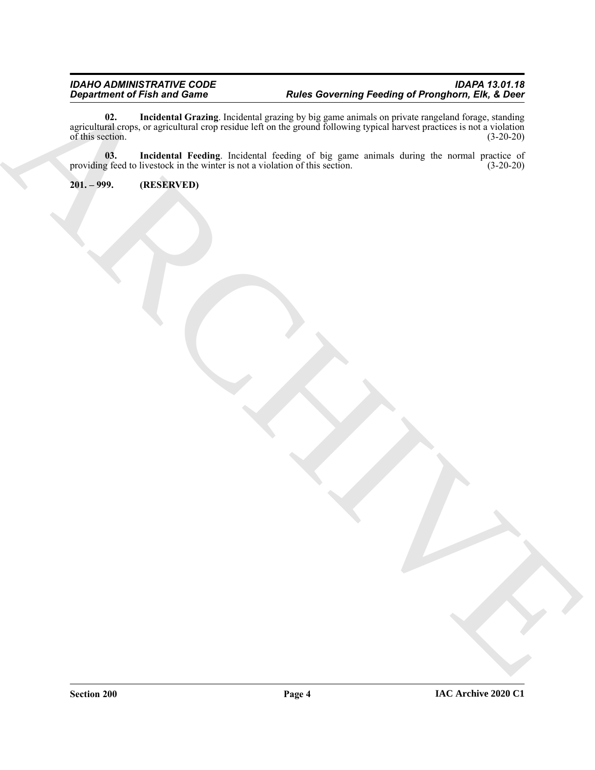**02. Incidental Grazing**. Incidental grazing by big game animals on private rangeland forage, standing agricultural crops, or agricultural crop residue left on the ground following typical harvest practices is not a violation of this section. (3-20-20)

**03. Incidental Feeding**. Incidental feeding of big game animals during the normal practice of providing feed to livestock in the winter is not a violation of this section. (3-20-20)

**201. – 999. (RESERVED)**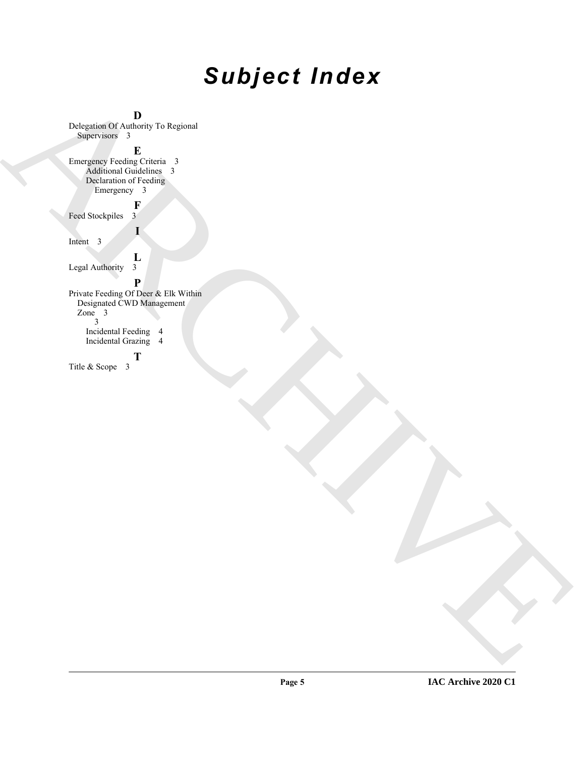# *Subject Index*

**D**

Delegation Of Authority To Regional Supervisors 3

**E**

Emergency Feeding Criteria 3
- Additional Guidelines 3
- Declaration of Feeding Emergency 3

**F**

Feed Stockpiles 3

**I**

Intent 3

**L**

Legal Authority 3

**P**

Private Feeding Of Deer & Elk Within Designated CWD Management Zone 3
- 3
- Incidental Feeding 4
- Incidental Grazing 4

**T**

Title & Scope 3